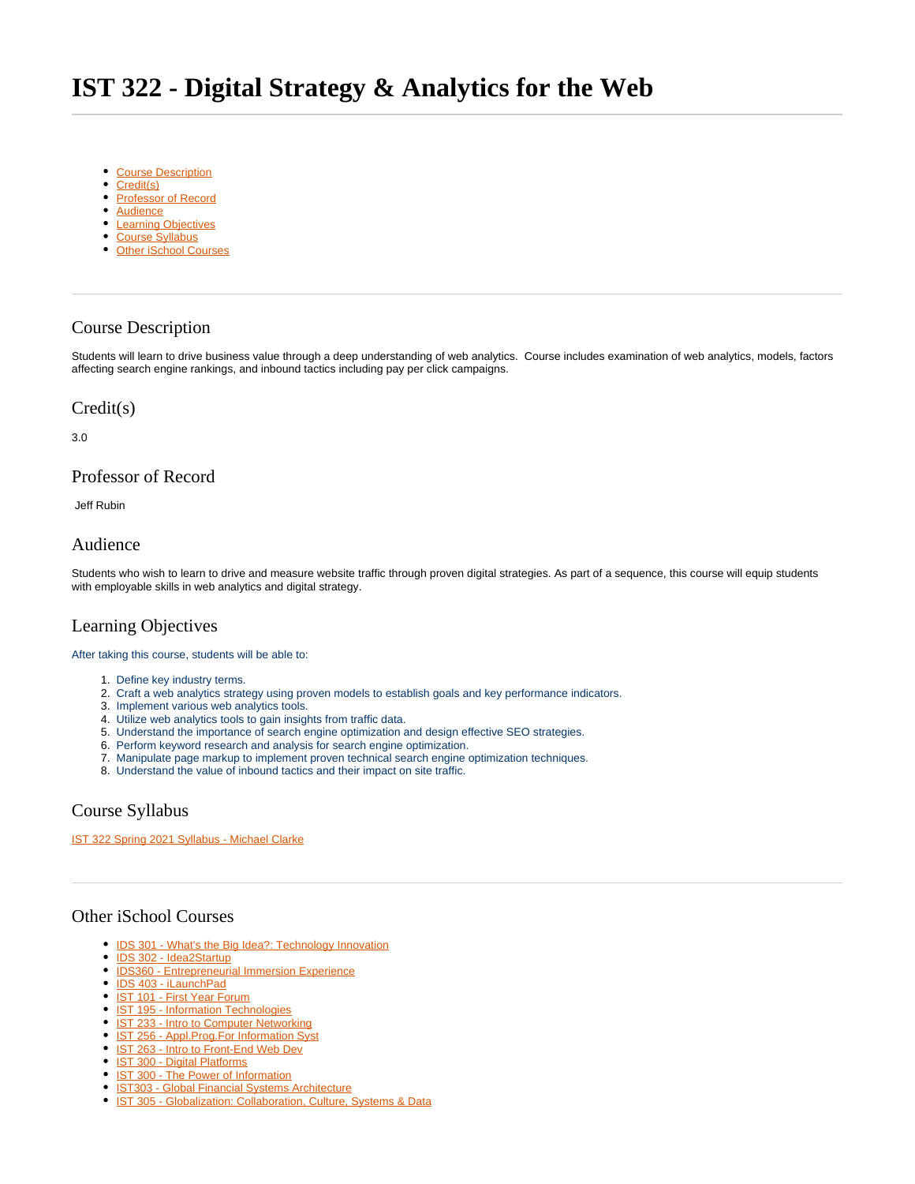# IST 322 - Digital Strategy & Analytics for the Web

- Course Description
- Credit(s)
- Professor of Record
- Audience
- Learning Objectives
- Course Syllabus
- Other iSchool Courses

---

## Course Description

Students will learn to drive business value through a deep understanding of web analytics. Course includes examination of web analytics, models, factors affecting search engine rankings, and inbound tactics including pay per click campaigns.

## Credit(s)

3.0

## Professor of Record

Jeff Rubin

## Audience

Students who wish to learn to drive and measure website traffic through proven digital strategies. As part of a sequence, this course will equip students with employable skills in web analytics and digital strategy.

## Learning Objectives

After taking this course, students will be able to:

1. Define key industry terms.
2. Craft a web analytics strategy using proven models to establish goals and key performance indicators.
3. Implement various web analytics tools.
4. Utilize web analytics tools to gain insights from traffic data.
5. Understand the importance of search engine optimization and design effective SEO strategies.
6. Perform keyword research and analysis for search engine optimization.
7. Manipulate page markup to implement proven technical search engine optimization techniques.
8. Understand the value of inbound tactics and their impact on site traffic.

## Course Syllabus

IST 322 Spring 2021 Syllabus - Michael Clarke

---

## Other iSchool Courses

- IDS 301 - What's the Big Idea?: Technology Innovation
- IDS 302 - Idea2Startup
- IDS360 - Entrepreneurial Immersion Experience
- IDS 403 - iLaunchPad
- IST 101 - First Year Forum
- IST 195 - Information Technologies
- IST 233 - Intro to Computer Networking
- IST 256 - Appl.Prog.For Information Syst
- IST 263 - Intro to Front-End Web Dev
- IST 300 - Digital Platforms
- IST 300 - The Power of Information
- IST303 - Global Financial Systems Architecture
- IST 305 - Globalization: Collaboration, Culture, Systems & Data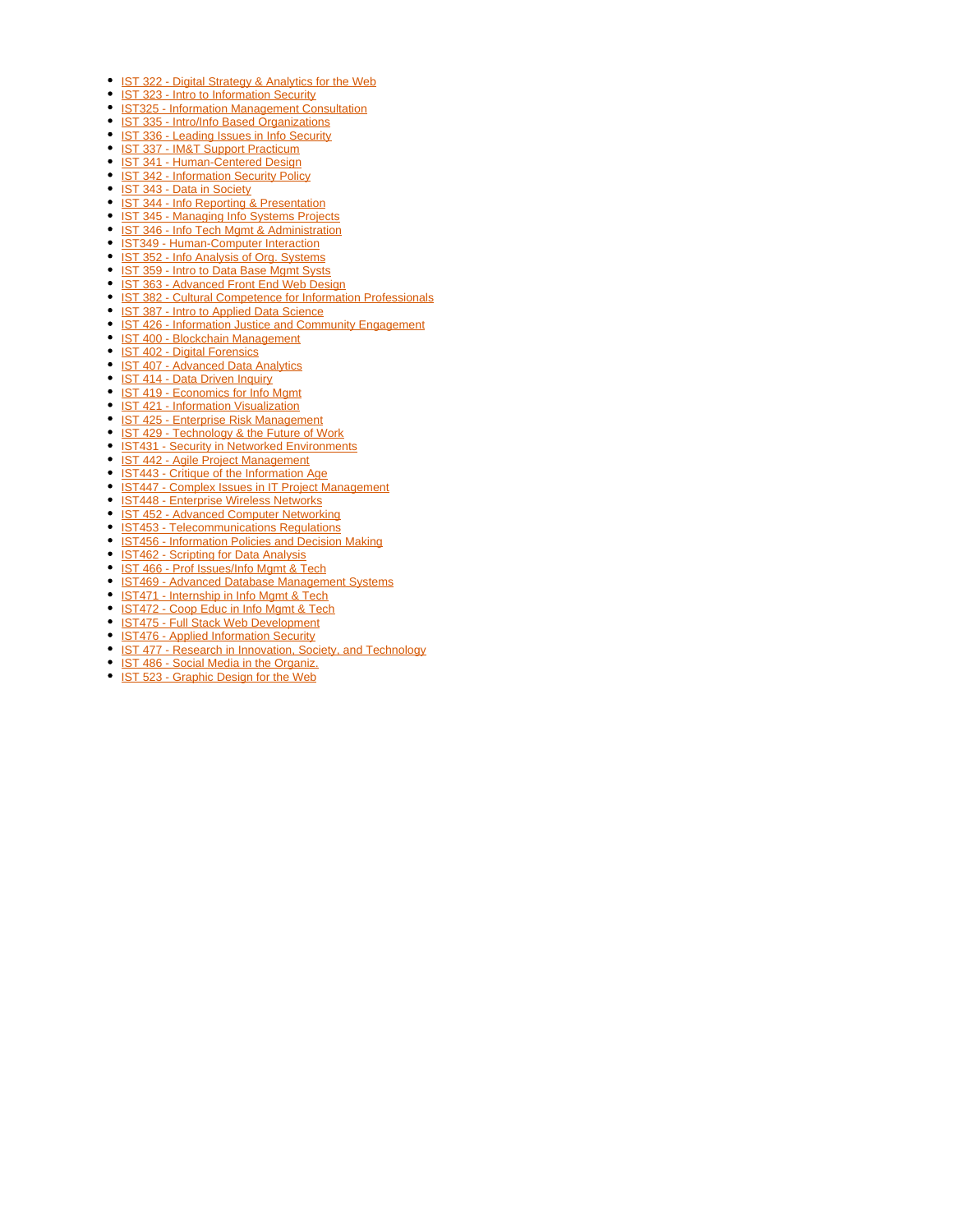- IST 322 - Digital Strategy & Analytics for the Web
- IST 323 - Intro to Information Security
- IST325 - Information Management Consultation
- IST 335 - Intro/Info Based Organizations
- IST 336 - Leading Issues in Info Security
- IST 337 - IM&T Support Practicum
- IST 341 - Human-Centered Design
- IST 342 - Information Security Policy
- IST 343 - Data in Society
- IST 344 - Info Reporting & Presentation
- IST 345 - Managing Info Systems Projects
- IST 346 - Info Tech Mgmt & Administration
- IST349 - Human-Computer Interaction
- IST 352 - Info Analysis of Org. Systems
- IST 359 - Intro to Data Base Mgmt Systs
- IST 363 - Advanced Front End Web Design
- IST 382 - Cultural Competence for Information Professionals
- IST 387 - Intro to Applied Data Science
- IST 426 - Information Justice and Community Engagement
- IST 400 - Blockchain Management
- IST 402 - Digital Forensics
- IST 407 - Advanced Data Analytics
- IST 414 - Data Driven Inquiry
- IST 419 - Economics for Info Mgmt
- IST 421 - Information Visualization
- IST 425 - Enterprise Risk Management
- IST 429 - Technology & the Future of Work
- IST431 - Security in Networked Environments
- IST 442 - Agile Project Management
- IST443 - Critique of the Information Age
- IST447 - Complex Issues in IT Project Management
- IST448 - Enterprise Wireless Networks
- IST 452 - Advanced Computer Networking
- IST453 - Telecommunications Regulations
- IST456 - Information Policies and Decision Making
- IST462 - Scripting for Data Analysis
- IST 466 - Prof Issues/Info Mgmt & Tech
- IST469 - Advanced Database Management Systems
- IST471 - Internship in Info Mgmt & Tech
- IST472 - Coop Educ in Info Mgmt & Tech
- IST475 - Full Stack Web Development
- IST476 - Applied Information Security
- IST 477 - Research in Innovation, Society, and Technology
- IST 486 - Social Media in the Organiz.
- IST 523 - Graphic Design for the Web